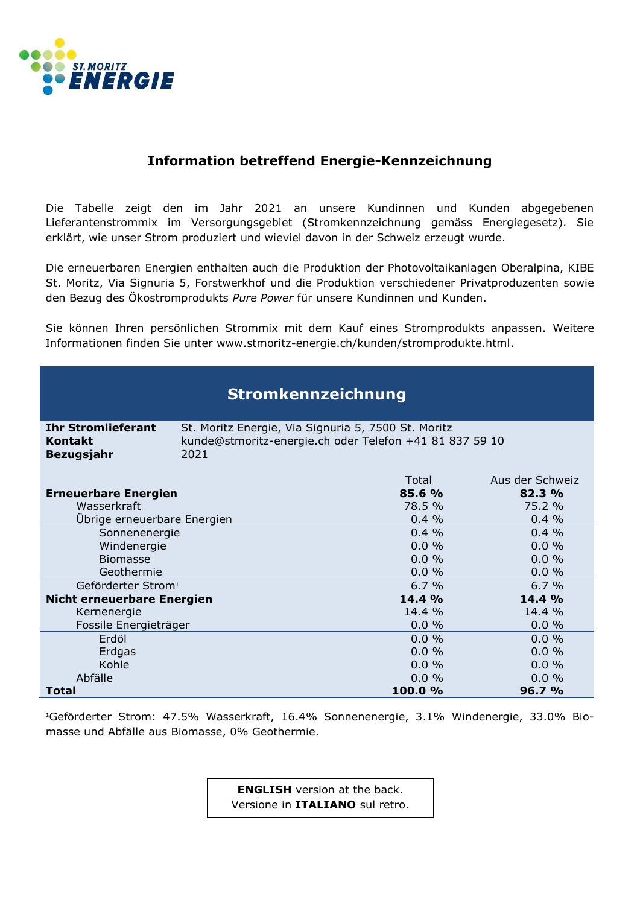ST. MORITZ ENERGIE

## Information betreffend Energie-Kennzeichnung

Die Tabelle zeigt den im Jahr 2021 an unsere Kundinnen und Kunden abgegebenen Lieferantenstrommix im Versorgungsgebiet (Stromkennzeichnung gemäss Energiegesetz). Sie erklärt, wie unser Strom produziert und wieviel davon in der Schweiz erzeugt wurde.

Die erneuerbaren Energien enthalten auch die Produktion der Photovoltaikanlagen Oberalpina, KIBE St. Moritz, Via Signuria 5, Forstwerkhof und die Produktion verschiedener Privatproduzenten sowie den Bezug des Ökostromprodukts *Pure Power* für unsere Kundinnen und Kunden.

Sie können Ihren persönlichen Strommix mit dem Kauf eines Stromprodukts anpassen. Weitere Informationen finden Sie unter www.stmoritz-energie.ch/kunden/stromprodukte.html.

## Stromkennzeichnung

**Ihr Stromlieferant** St. Moritz Energie, Via Signuria 5, 7500 St. Moritz
**Kontakt** kunde@stmoritz-energie.ch oder Telefon +41 81 837 59 10
**Bezugsjahr** 2021

| | Total | Aus der Schweiz |
|---|---|---|
| **Erneuerbare Energien** | **85.6 %** | **82.3 %** |
| Wasserkraft | 78.5 % | 75.2 % |
| Übrige erneuerbare Energien | 0.4 % | 0.4 % |
| Sonnenenergie | 0.4 % | 0.4 % |
| Windenergie | 0.0 % | 0.0 % |
| Biomasse | 0.0 % | 0.0 % |
| Geothermie | 0.0 % | 0.0 % |
| Geförderter Strom[1] | 6.7 % | 6.7 % |
| **Nicht erneuerbare Energien** | **14.4 %** | **14.4 %** |
| Kernenergie | 14.4 % | 14.4 % |
| Fossile Energieträger | 0.0 % | 0.0 % |
| Erdöl | 0.0 % | 0.0 % |
| Erdgas | 0.0 % | 0.0 % |
| Kohle | 0.0 % | 0.0 % |
| Abfälle | 0.0 % | 0.0 % |
| **Total** | **100.0 %** | **96.7 %** |

[1]Geförderter Strom: 47.5% Wasserkraft, 16.4% Sonnenenergie, 3.1% Windenergie, 33.0% Biomasse und Abfälle aus Biomasse, 0% Geothermie.

**ENGLISH** version at the back.
Versione in **ITALIANO** sul retro.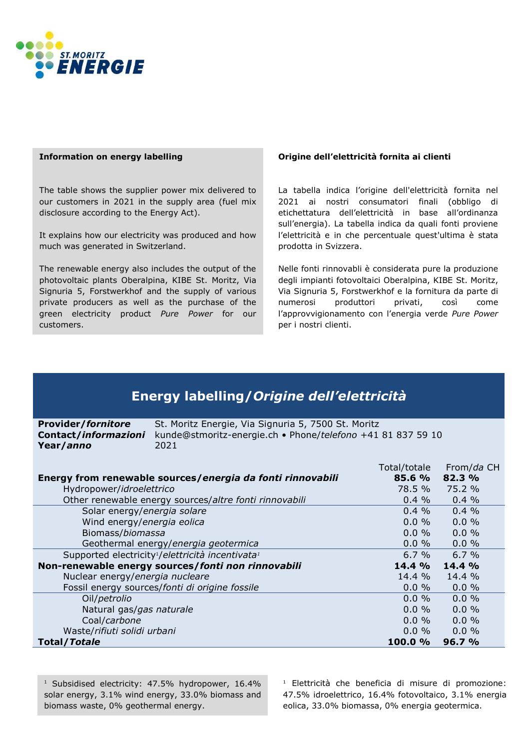ST. MORITZ ENERGIE

**Information on energy labelling**

The table shows the supplier power mix delivered to our customers in 2021 in the supply area (fuel mix disclosure according to the Energy Act).

It explains how our electricity was produced and how much was generated in Switzerland.

The renewable energy also includes the output of the photovoltaic plants Oberalpina, KIBE St. Moritz, Via Signuria 5, Forstwerkhof and the supply of various private producers as well as the purchase of the green electricity product *Pure Power* for our customers.

**Origine dell'elettricità fornita ai clienti**

La tabella indica l'origine dell'elettricità fornita nel 2021 ai nostri consumatori finali (obbligo di etichettatura dell'elettricità in base all'ordinanza sull'energia). La tabella indica da quali fonti proviene l'elettricità e in che percentuale quest'ultima è stata prodotta in Svizzera.

Nelle fonti rinnovabli è considerata pure la produzione degli impianti fotovoltaici Oberalpina, KIBE St. Moritz, Via Signuria 5, Forstwerkhof e la fornitura da parte di numerosi produttori privati, così come l'approvvigionamento con l'energia verde *Pure Power* per i nostri clienti.

## Energy labelling/*Origine dell'elettricità*

**Provider/*fornitore*** St. Moritz Energie, Via Signuria 5, 7500 St. Moritz
**Contact/*informazioni*** kunde@stmoritz-energie.ch • Phone/*telefono* +41 81 837 59 10
**Year/*anno*** 2021

| | Total/totale | From/*da* CH |
|---|---|---|
| **Energy from renewable sources/*energia da fonti rinnovabili*** | **85.6 %** | **82.3 %** |
| Hydropower/*idroelettrico* | 78.5 % | 75.2 % |
| Other renewable energy sources/*altre fonti rinnovabili* | 0.4 % | 0.4 % |
| Solar energy/*energia solare* | 0.4 % | 0.4 % |
| Wind energy/*energia eolica* | 0.0 % | 0.0 % |
| Biomass/*biomassa* | 0.0 % | 0.0 % |
| Geothermal energy/*energia geotermica* | 0.0 % | 0.0 % |
| Supported electricity[1]/*elettricità incentivata*[1] | 6.7 % | 6.7 % |
| **Non-renewable energy sources/*fonti non rinnovabili*** | **14.4 %** | **14.4 %** |
| Nuclear energy/*energia nucleare* | 14.4 % | 14.4 % |
| Fossil energy sources/*fonti di origine fossile* | 0.0 % | 0.0 % |
| Oil/*petrolio* | 0.0 % | 0.0 % |
| Natural gas/*gas naturale* | 0.0 % | 0.0 % |
| Coal/*carbone* | 0.0 % | 0.0 % |
| Waste/*rifiuti solidi urbani* | 0.0 % | 0.0 % |
| **Total/*Totale*** | **100.0 %** | **96.7 %** |

[1] Subsidised electricity: 47.5% hydropower, 16.4% solar energy, 3.1% wind energy, 33.0% biomass and biomass waste, 0% geothermal energy.

[1] Elettricità che beneficia di misure di promozione: 47.5% idroelettrico, 16.4% fotovoltaico, 3.1% energia eolica, 33.0% biomassa, 0% energia geotermica.